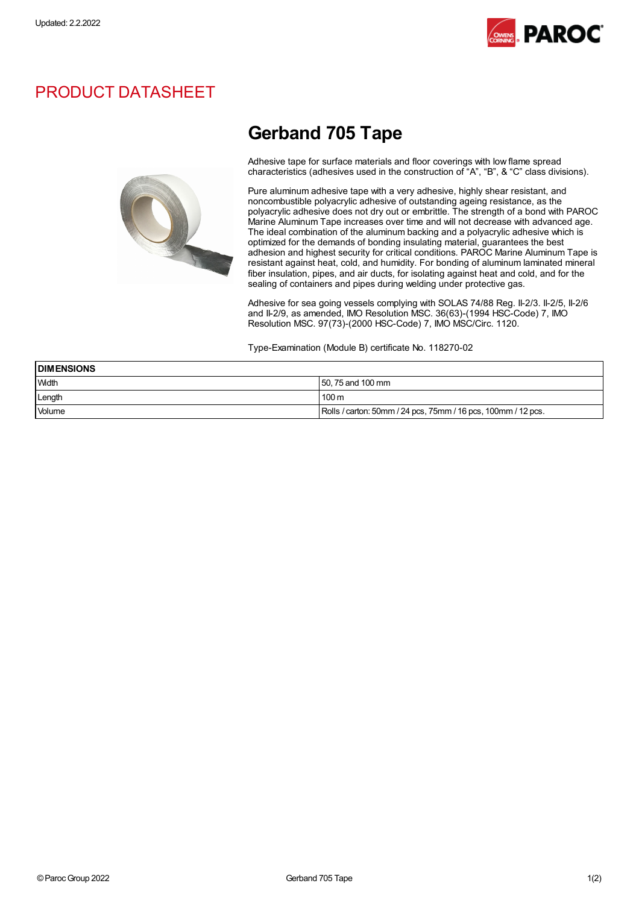Updated: 2.2.2022

# PRODUCT DATASHEET

## Gerband 705 Tape

Adhesive tape for surface materials and floor coverings with low flame spread characteristics (adhesives used in the construction of "A", "B", & "C" class divisions).

Pure aluminum adhesive tape with a very adhesive, highly shear resistant, and noncombustible polyacrylic adhesive of outstanding ageing resistance, as the polyacrylic adhesive does not dry out or embrittle. The strength of a bond with PAROC Marine Aluminum Tape increases over time and will not decrease with advanced age. The ideal combination of the aluminum backing and a polyacrylic adhesive which is optimized for the demands of bonding insulating material, guarantees the best adhesion and highest security for critical conditions. PAROC Marine Aluminum Tape is resistant against heat, cold, and humidity. For bonding of aluminum laminated mineral fiber insulation, pipes, and air ducts, for isolating against heat and cold, and for the sealing of containers and pipes during welding under protective gas.

Adhesive for sea going vessels complying with SOLAS 74/88 Reg. II-2/3. II-2/5, II-2/6 and II-2/9, as amended, IMO Resolution MSC. 36(63)-(1994 HSC-Code) 7, IMO Resolution MSC. 97(73)-(2000 HSC-Code) 7, IMO MSC/Circ. 1120.

Type-Examination (Module B) certificate No. 118270-02

| DIMENSIONS | |
|---|---|
| Width | 50, 75 and 100 mm |
| Length | 100 m |
| Volume | Rolls / carton: 50mm / 24 pcs, 75mm / 16 pcs, 100mm / 12 pcs. |

© Paroc Group 2022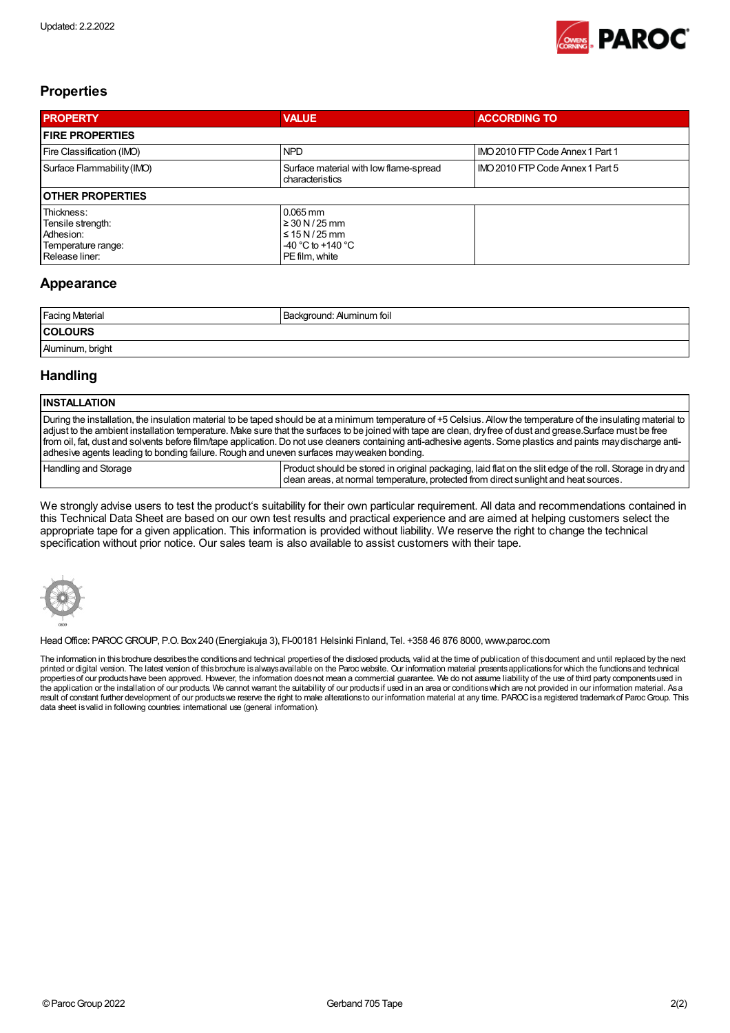Updated: 2.2.2022

## Properties

| PROPERTY | VALUE | ACCORDING TO |
|---|---|---|
| **FIRE PROPERTIES** | | |
| Fire Classification (IMO) | NPD | IMO 2010 FTP Code Annex 1 Part 1 |
| Surface Flammability (IMO) | Surface material with low flame-spread characteristics | IMO 2010 FTP Code Annex 1 Part 5 |
| **OTHER PROPERTIES** | | |
| Thickness:<br>Tensile strength:<br>Adhesion:<br>Temperature range:<br>Release liner: | 0.065 mm<br>≥ 30 N / 25 mm<br>≤ 15 N / 25 mm<br>-40 °C to +140 °C<br>PE film, white | |

## Appearance

| | |
|---|---|
| Facing Material | Background: Aluminum foil |
| **COLOURS** | |
| Aluminum, bright | |

## Handling

| | |
|---|---|
| **INSTALLATION** | |
| During the installation, the insulation material to be taped should be at a minimum temperature of +5 Celsius. Allow the temperature of the insulating material to adjust to the ambient installation temperature. Make sure that the surfaces to be joined with tape are clean, dry free of dust and grease.Surface must be free from oil, fat, dust and solvents before film/tape application. Do not use cleaners containing anti-adhesive agents. Some plastics and paints may discharge anti-adhesive agents leading to bonding failure. Rough and uneven surfaces may weaken bonding. | |
| Handling and Storage | Product should be stored in original packaging, laid flat on the slit edge of the roll. Storage in dry and clean areas, at normal temperature, protected from direct sunlight and heat sources. |

We strongly advise users to test the product's suitability for their own particular requirement. All data and recommendations contained in this Technical Data Sheet are based on our own test results and practical experience and are aimed at helping customers select the appropriate tape for a given application. This information is provided without liability. We reserve the right to change the technical specification without prior notice. Our sales team is also available to assist customers with their tape.

Head Office: PAROC GROUP, P.O. Box 240 (Energiakuja 3), FI-00181 Helsinki Finland, Tel. +358 46 876 8000, www.paroc.com

The information in this brochure describes the conditions and technical properties of the disclosed products, valid at the time of publication of this document and until replaced by the next printed or digital version. The latest version of this brochure is always available on the Paroc website. Our information material presents applications for which the functions and technical properties of our products have been approved. However, the information does not mean a commercial guarantee. We do not assume liability of the use of third party components used in the application or the installation of our products. We cannot warrant the suitability of our products if used in an area or conditions which are not provided in our information material. As a result of constant further development of our products we reserve the right to make alterations to our information material at any time. PAROC is a registered trademark of Paroc Group. This data sheet is valid in following countries: international use (general information).

© Paroc Group 2022 Gerband 705 Tape